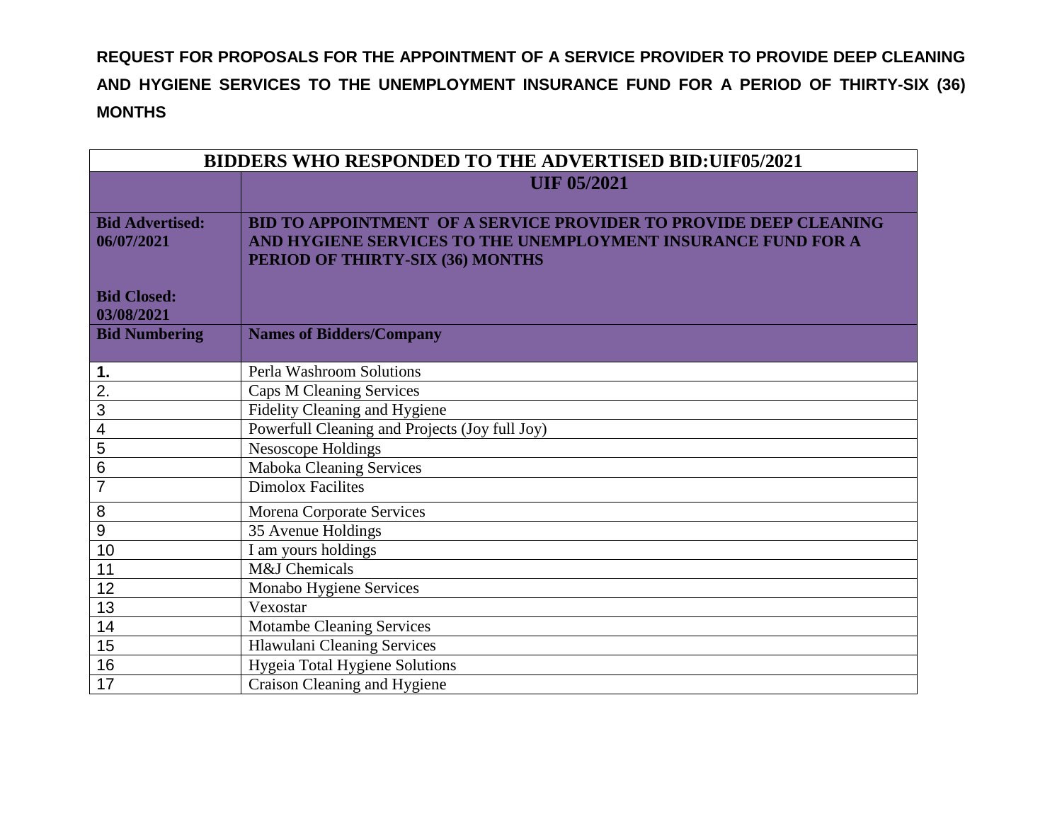**REQUEST FOR PROPOSALS FOR THE APPOINTMENT OF A SERVICE PROVIDER TO PROVIDE DEEP CLEANING AND HYGIENE SERVICES TO THE UNEMPLOYMENT INSURANCE FUND FOR A PERIOD OF THIRTY-SIX (36) MONTHS**

| **BIDDERS WHO RESPONDED TO THE ADVERTISED BID:UIF05/2021** | |
|---|---|
| | **UIF 05/2021** |
| **Bid Advertised: 06/07/2021**<br><br>**Bid Closed: 03/08/2021** | **BID TO APPOINTMENT OF A SERVICE PROVIDER TO PROVIDE DEEP CLEANING AND HYGIENE SERVICES TO THE UNEMPLOYMENT INSURANCE FUND FOR A PERIOD OF THIRTY-SIX (36) MONTHS** |
| **Bid Numbering** | **Names of Bidders/Company** |
| **1.** | Perla Washroom Solutions |
| 2. | Caps M Cleaning Services |
| 3 | Fidelity Cleaning and Hygiene |
| 4 | Powerfull Cleaning and Projects (Joy full Joy) |
| 5 | Nesoscope Holdings |
| 6 | Maboka Cleaning Services |
| 7 | Dimolox Facilites |
| 8 | Morena Corporate Services |
| 9 | 35 Avenue Holdings |
| 10 | I am yours holdings |
| 11 | M&J Chemicals |
| 12 | Monabo Hygiene Services |
| 13 | Vexostar |
| 14 | Motambe Cleaning Services |
| 15 | Hlawulani Cleaning Services |
| 16 | Hygeia Total Hygiene Solutions |
| 17 | Craison Cleaning and Hygiene |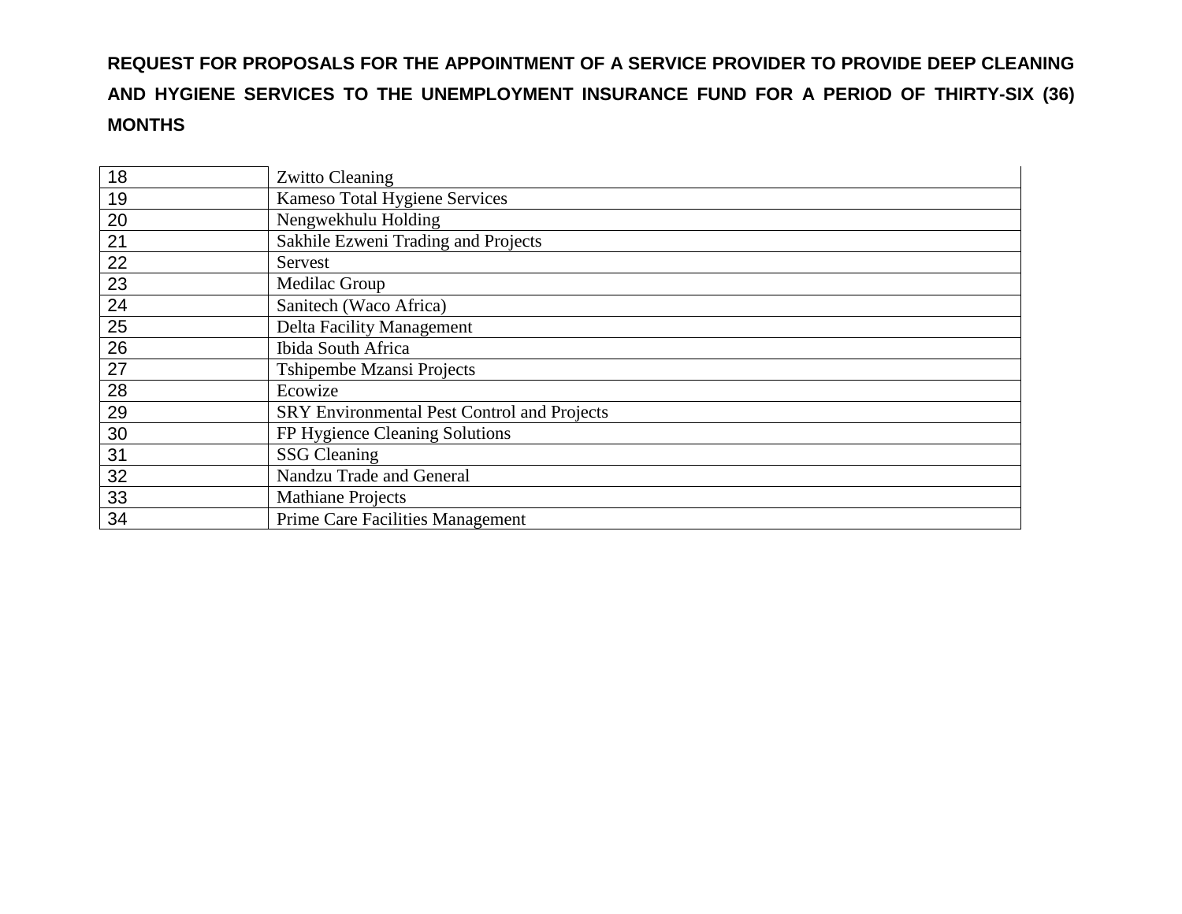**REQUEST FOR PROPOSALS FOR THE APPOINTMENT OF A SERVICE PROVIDER TO PROVIDE DEEP CLEANING AND HYGIENE SERVICES TO THE UNEMPLOYMENT INSURANCE FUND FOR A PERIOD OF THIRTY-SIX (36) MONTHS**

| | |
|---|---|
| 18 | Zwitto Cleaning |
| 19 | Kameso Total Hygiene Services |
| 20 | Nengwekhulu Holding |
| 21 | Sakhile Ezweni Trading and Projects |
| 22 | Servest |
| 23 | Medilac Group |
| 24 | Sanitech (Waco Africa) |
| 25 | Delta Facility Management |
| 26 | Ibida South Africa |
| 27 | Tshipembe Mzansi Projects |
| 28 | Ecowize |
| 29 | SRY Environmental Pest Control and Projects |
| 30 | FP Hygience Cleaning Solutions |
| 31 | SSG Cleaning |
| 32 | Nandzu Trade and General |
| 33 | Mathiane Projects |
| 34 | Prime Care Facilities Management |